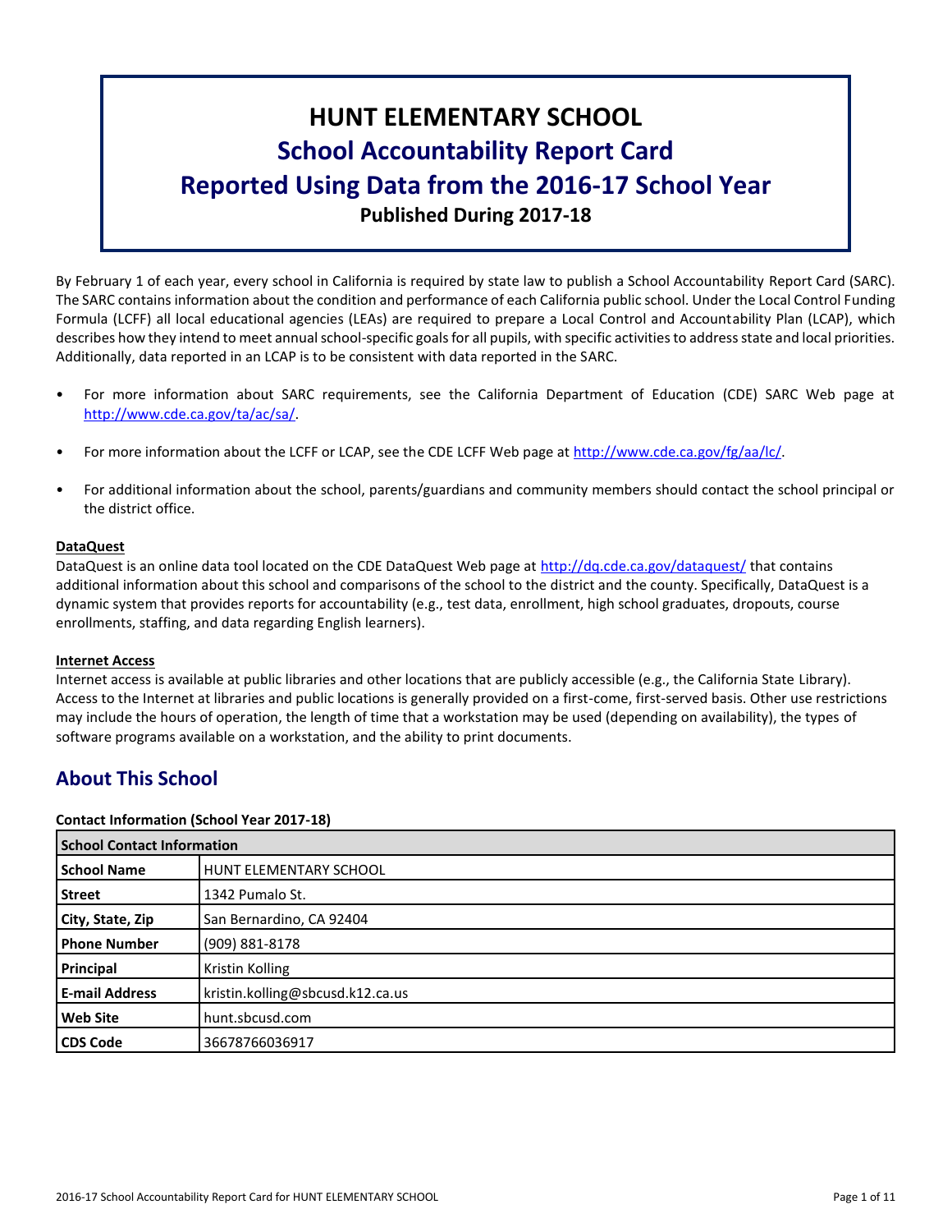# HUNT ELEMENTARY SCHOOL

## School Accountability Report Card

## Reported Using Data from the 2016-17 School Year

**Published During 2017-18**

By February 1 of each year, every school in California is required by state law to publish a School Accountability Report Card (SARC). The SARC contains information about the condition and performance of each California public school. Under the Local Control Funding Formula (LCFF) all local educational agencies (LEAs) are required to prepare a Local Control and Accountability Plan (LCAP), which describes how they intend to meet annual school-specific goals for all pupils, with specific activities to address state and local priorities. Additionally, data reported in an LCAP is to be consistent with data reported in the SARC.

- For more information about SARC requirements, see the California Department of Education (CDE) SARC Web page at http://www.cde.ca.gov/ta/ac/sa/.
- For more information about the LCFF or LCAP, see the CDE LCFF Web page at http://www.cde.ca.gov/fg/aa/lc/.
- For additional information about the school, parents/guardians and community members should contact the school principal or the district office.

**DataQuest**

DataQuest is an online data tool located on the CDE DataQuest Web page at http://dq.cde.ca.gov/dataquest/ that contains additional information about this school and comparisons of the school to the district and the county. Specifically, DataQuest is a dynamic system that provides reports for accountability (e.g., test data, enrollment, high school graduates, dropouts, course enrollments, staffing, and data regarding English learners).

**Internet Access**

Internet access is available at public libraries and other locations that are publicly accessible (e.g., the California State Library). Access to the Internet at libraries and public locations is generally provided on a first-come, first-served basis. Other use restrictions may include the hours of operation, the length of time that a workstation may be used (depending on availability), the types of software programs available on a workstation, and the ability to print documents.

## About This School

**Contact Information (School Year 2017-18)**

| School Contact Information | |
|---|---|
| **School Name** | HUNT ELEMENTARY SCHOOL |
| **Street** | 1342 Pumalo St. |
| **City, State, Zip** | San Bernardino, CA 92404 |
| **Phone Number** | (909) 881-8178 |
| **Principal** | Kristin Kolling |
| **E-mail Address** | kristin.kolling@sbcusd.k12.ca.us |
| **Web Site** | hunt.sbcusd.com |
| **CDS Code** | 36678766036917 |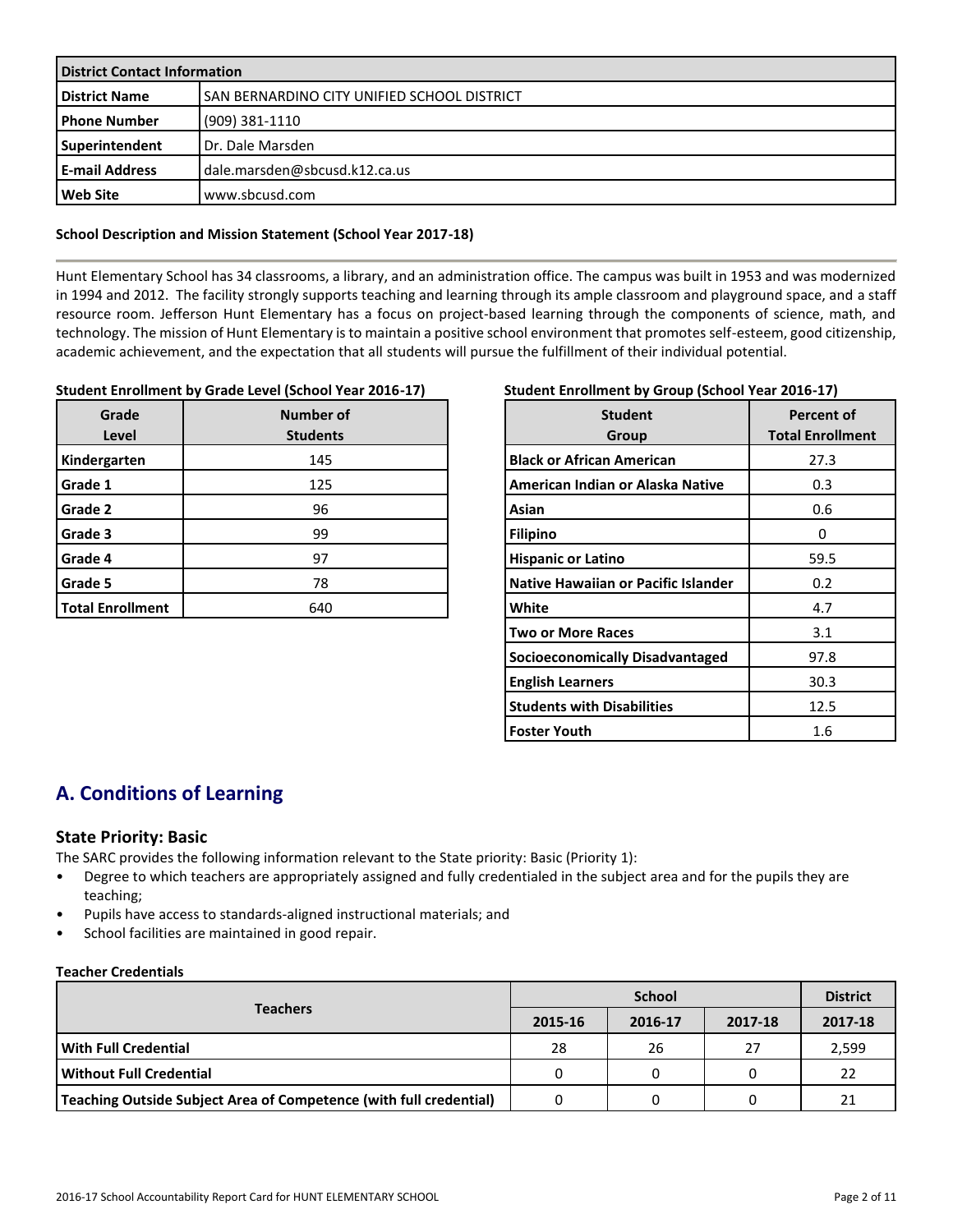| District Contact Information | |
|---|---|
| **District Name** | SAN BERNARDINO CITY UNIFIED SCHOOL DISTRICT |
| **Phone Number** | (909) 381-1110 |
| **Superintendent** | Dr. Dale Marsden |
| **E-mail Address** | dale.marsden@sbcusd.k12.ca.us |
| **Web Site** | www.sbcusd.com |

**School Description and Mission Statement (School Year 2017-18)**

Hunt Elementary School has 34 classrooms, a library, and an administration office. The campus was built in 1953 and was modernized in 1994 and 2012. The facility strongly supports teaching and learning through its ample classroom and playground space, and a staff resource room. Jefferson Hunt Elementary has a focus on project-based learning through the components of science, math, and technology. The mission of Hunt Elementary is to maintain a positive school environment that promotes self-esteem, good citizenship, academic achievement, and the expectation that all students will pursue the fulfillment of their individual potential.

**Student Enrollment by Grade Level (School Year 2016-17)**

| Grade Level | Number of Students |
|---|---|
| **Kindergarten** | 145 |
| **Grade 1** | 125 |
| **Grade 2** | 96 |
| **Grade 3** | 99 |
| **Grade 4** | 97 |
| **Grade 5** | 78 |
| **Total Enrollment** | 640 |

**Student Enrollment by Group (School Year 2016-17)**

| Student Group | Percent of Total Enrollment |
|---|---|
| **Black or African American** | 27.3 |
| **American Indian or Alaska Native** | 0.3 |
| **Asian** | 0.6 |
| **Filipino** | 0 |
| **Hispanic or Latino** | 59.5 |
| **Native Hawaiian or Pacific Islander** | 0.2 |
| **White** | 4.7 |
| **Two or More Races** | 3.1 |
| **Socioeconomically Disadvantaged** | 97.8 |
| **English Learners** | 30.3 |
| **Students with Disabilities** | 12.5 |
| **Foster Youth** | 1.6 |

## A. Conditions of Learning

### State Priority: Basic

The SARC provides the following information relevant to the State priority: Basic (Priority 1):

- Degree to which teachers are appropriately assigned and fully credentialed in the subject area and for the pupils they are teaching;
- Pupils have access to standards-aligned instructional materials; and
- School facilities are maintained in good repair.

**Teacher Credentials**

| Teachers | School | | | District |
|---|---|---|---|---|
| | 2015-16 | 2016-17 | 2017-18 | 2017-18 |
| **With Full Credential** | 28 | 26 | 27 | 2,599 |
| **Without Full Credential** | 0 | 0 | 0 | 22 |
| **Teaching Outside Subject Area of Competence (with full credential)** | 0 | 0 | 0 | 21 |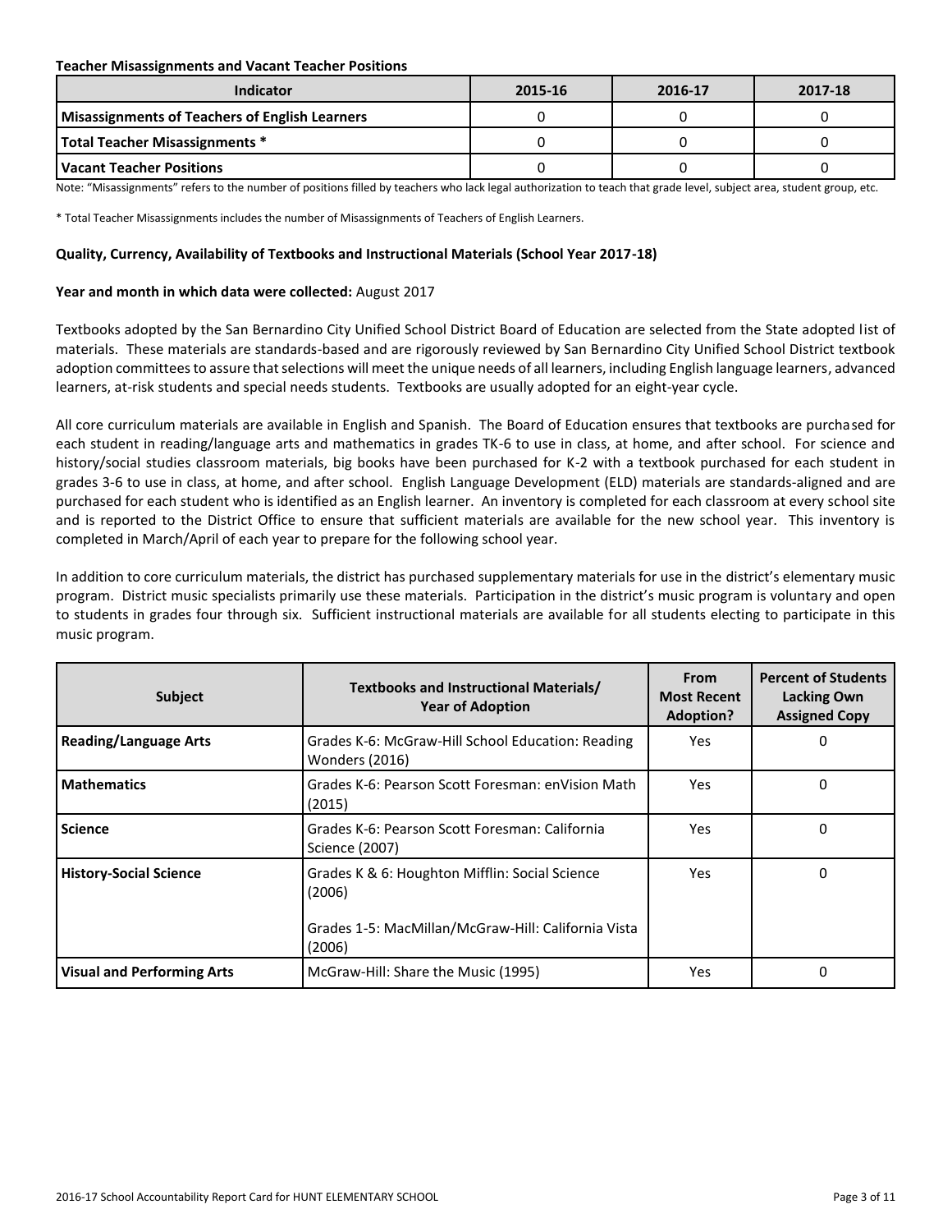**Teacher Misassignments and Vacant Teacher Positions**

| Indicator | 2015-16 | 2016-17 | 2017-18 |
| --- | --- | --- | --- |
| **Misassignments of Teachers of English Learners** | 0 | 0 | 0 |
| **Total Teacher Misassignments *** | 0 | 0 | 0 |
| **Vacant Teacher Positions** | 0 | 0 | 0 |

Note: "Misassignments" refers to the number of positions filled by teachers who lack legal authorization to teach that grade level, subject area, student group, etc.

* Total Teacher Misassignments includes the number of Misassignments of Teachers of English Learners.

**Quality, Currency, Availability of Textbooks and Instructional Materials (School Year 2017-18)**

**Year and month in which data were collected:** August 2017

Textbooks adopted by the San Bernardino City Unified School District Board of Education are selected from the State adopted list of materials. These materials are standards-based and are rigorously reviewed by San Bernardino City Unified School District textbook adoption committees to assure that selections will meet the unique needs of all learners, including English language learners, advanced learners, at-risk students and special needs students. Textbooks are usually adopted for an eight-year cycle.

All core curriculum materials are available in English and Spanish. The Board of Education ensures that textbooks are purchased for each student in reading/language arts and mathematics in grades TK-6 to use in class, at home, and after school. For science and history/social studies classroom materials, big books have been purchased for K-2 with a textbook purchased for each student in grades 3-6 to use in class, at home, and after school. English Language Development (ELD) materials are standards-aligned and are purchased for each student who is identified as an English learner. An inventory is completed for each classroom at every school site and is reported to the District Office to ensure that sufficient materials are available for the new school year. This inventory is completed in March/April of each year to prepare for the following school year.

In addition to core curriculum materials, the district has purchased supplementary materials for use in the district's elementary music program. District music specialists primarily use these materials. Participation in the district's music program is voluntary and open to students in grades four through six. Sufficient instructional materials are available for all students electing to participate in this music program.

| Subject | Textbooks and Instructional Materials/ Year of Adoption | From Most Recent Adoption? | Percent of Students Lacking Own Assigned Copy |
| --- | --- | --- | --- |
| **Reading/Language Arts** | Grades K-6: McGraw-Hill School Education: Reading Wonders (2016) | Yes | 0 |
| **Mathematics** | Grades K-6: Pearson Scott Foresman: enVision Math (2015) | Yes | 0 |
| **Science** | Grades K-6: Pearson Scott Foresman: California Science (2007) | Yes | 0 |
| **History-Social Science** | Grades K & 6: Houghton Mifflin: Social Science (2006)<br><br>Grades 1-5: MacMillan/McGraw-Hill: California Vista (2006) | Yes | 0 |
| **Visual and Performing Arts** | McGraw-Hill: Share the Music (1995) | Yes | 0 |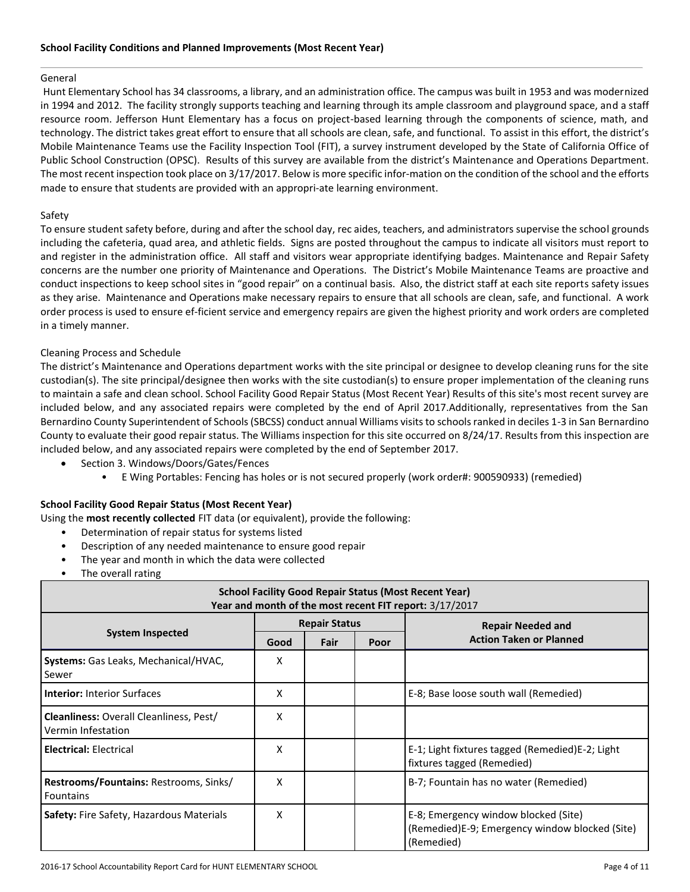### School Facility Conditions and Planned Improvements (Most Recent Year)

General

Hunt Elementary School has 34 classrooms, a library, and an administration office. The campus was built in 1953 and was modernized in 1994 and 2012. The facility strongly supports teaching and learning through its ample classroom and playground space, and a staff resource room. Jefferson Hunt Elementary has a focus on project-based learning through the components of science, math, and technology. The district takes great effort to ensure that all schools are clean, safe, and functional. To assist in this effort, the district's Mobile Maintenance Teams use the Facility Inspection Tool (FIT), a survey instrument developed by the State of California Office of Public School Construction (OPSC). Results of this survey are available from the district's Maintenance and Operations Department. The most recent inspection took place on 3/17/2017. Below is more specific infor-mation on the condition of the school and the efforts made to ensure that students are provided with an appropri-ate learning environment.

Safety

To ensure student safety before, during and after the school day, rec aides, teachers, and administrators supervise the school grounds including the cafeteria, quad area, and athletic fields. Signs are posted throughout the campus to indicate all visitors must report to and register in the administration office. All staff and visitors wear appropriate identifying badges. Maintenance and Repair Safety concerns are the number one priority of Maintenance and Operations. The District's Mobile Maintenance Teams are proactive and conduct inspections to keep school sites in "good repair" on a continual basis. Also, the district staff at each site reports safety issues as they arise. Maintenance and Operations make necessary repairs to ensure that all schools are clean, safe, and functional. A work order process is used to ensure ef-ficient service and emergency repairs are given the highest priority and work orders are completed in a timely manner.

Cleaning Process and Schedule

The district's Maintenance and Operations department works with the site principal or designee to develop cleaning runs for the site custodian(s). The site principal/designee then works with the site custodian(s) to ensure proper implementation of the cleaning runs to maintain a safe and clean school. School Facility Good Repair Status (Most Recent Year) Results of this site's most recent survey are included below, and any associated repairs were completed by the end of April 2017.Additionally, representatives from the San Bernardino County Superintendent of Schools (SBCSS) conduct annual Williams visits to schools ranked in deciles 1-3 in San Bernardino County to evaluate their good repair status. The Williams inspection for this site occurred on 8/24/17. Results from this inspection are included below, and any associated repairs were completed by the end of September 2017.

- Section 3. Windows/Doors/Gates/Fences
  - E Wing Portables: Fencing has holes or is not secured properly (work order#: 900590933) (remedied)

### School Facility Good Repair Status (Most Recent Year)

Using the **most recently collected** FIT data (or equivalent), provide the following:

- Determination of repair status for systems listed
- Description of any needed maintenance to ensure good repair
- The year and month in which the data were collected
- The overall rating

| School Facility Good Repair Status (Most Recent Year) Year and month of the most recent FIT report: 3/17/2017 | | | | |
|---|---|---|---|---|
| **System Inspected** | **Repair Status** | | | **Repair Needed and Action Taken or Planned** |
| | **Good** | **Fair** | **Poor** | |
| **Systems:** Gas Leaks, Mechanical/HVAC, Sewer | X | | | |
| **Interior:** Interior Surfaces | X | | | E-8; Base loose south wall (Remedied) |
| **Cleanliness:** Overall Cleanliness, Pest/ Vermin Infestation | X | | | |
| **Electrical:** Electrical | X | | | E-1; Light fixtures tagged (Remedied)E-2; Light fixtures tagged (Remedied) |
| **Restrooms/Fountains:** Restrooms, Sinks/ Fountains | X | | | B-7; Fountain has no water (Remedied) |
| **Safety:** Fire Safety, Hazardous Materials | X | | | E-8; Emergency window blocked (Site) (Remedied)E-9; Emergency window blocked (Site) (Remedied) |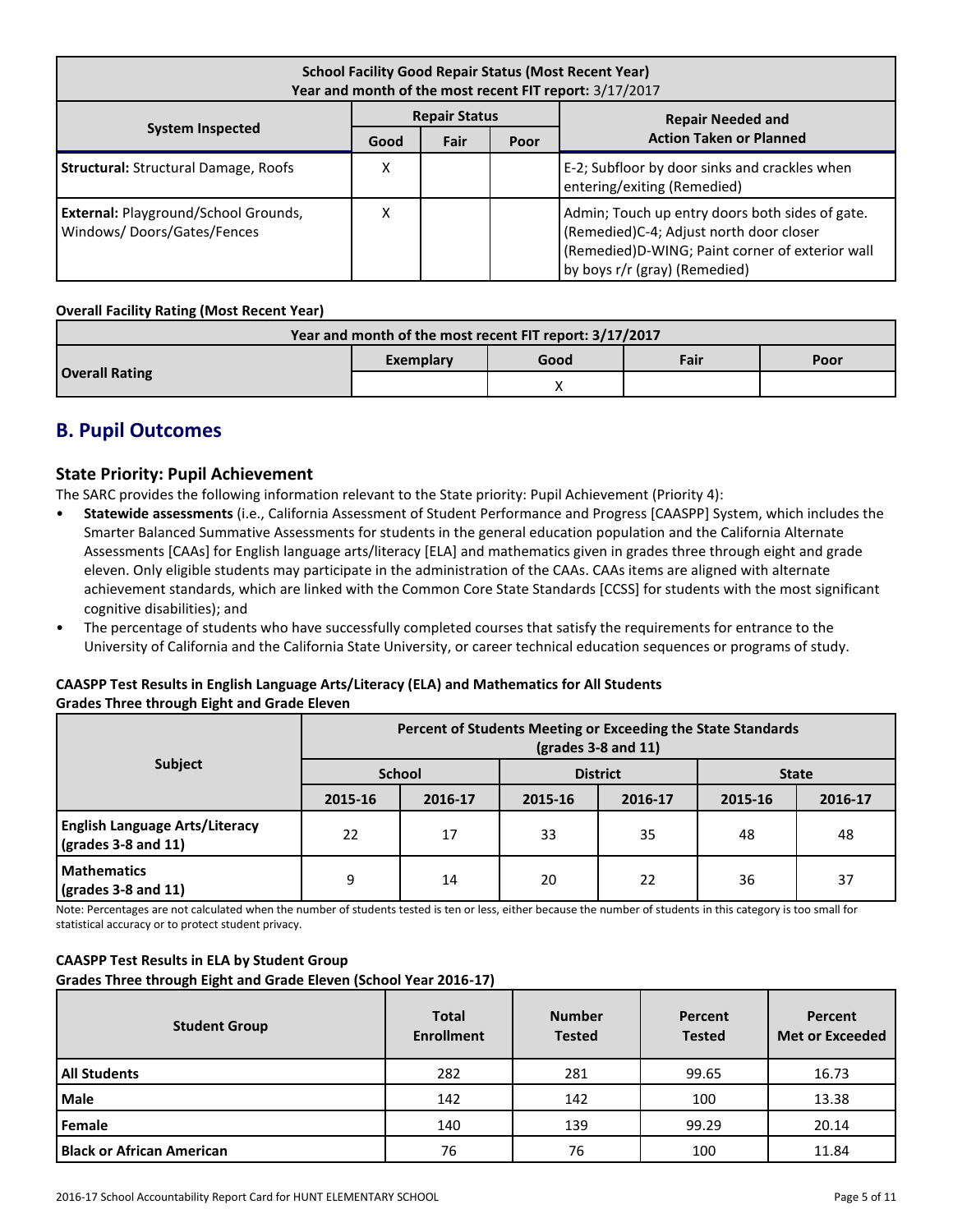| School Facility Good Repair Status (Most Recent Year) Year and month of the most recent FIT report: 3/17/2017 | | | | |
|---|---|---|---|---|
| System Inspected | Repair Status | | | Repair Needed and Action Taken or Planned |
| | Good | Fair | Poor | |
| **Structural:** Structural Damage, Roofs | X | | | E-2; Subfloor by door sinks and crackles when entering/exiting (Remedied) |
| **External:** Playground/School Grounds, Windows/ Doors/Gates/Fences | X | | | Admin; Touch up entry doors both sides of gate. (Remedied)C-4; Adjust north door closer (Remedied)D-WING; Paint corner of exterior wall by boys r/r (gray) (Remedied) |

**Overall Facility Rating (Most Recent Year)**

| Year and month of the most recent FIT report: 3/17/2017 | | | | |
|---|---|---|---|---|
| **Overall Rating** | Exemplary | Good | Fair | Poor |
| | | X | | |

## B. Pupil Outcomes

### State Priority: Pupil Achievement

The SARC provides the following information relevant to the State priority: Pupil Achievement (Priority 4):

- **Statewide assessments** (i.e., California Assessment of Student Performance and Progress [CAASPP] System, which includes the Smarter Balanced Summative Assessments for students in the general education population and the California Alternate Assessments [CAAs] for English language arts/literacy [ELA] and mathematics given in grades three through eight and grade eleven. Only eligible students may participate in the administration of the CAAs. CAAs items are aligned with alternate achievement standards, which are linked with the Common Core State Standards [CCSS] for students with the most significant cognitive disabilities); and
- The percentage of students who have successfully completed courses that satisfy the requirements for entrance to the University of California and the California State University, or career technical education sequences or programs of study.

**CAASPP Test Results in English Language Arts/Literacy (ELA) and Mathematics for All Students**
**Grades Three through Eight and Grade Eleven**

| Subject | Percent of Students Meeting or Exceeding the State Standards (grades 3-8 and 11) | | | | | |
|---|---|---|---|---|---|---|
| | School | | District | | State | |
| | 2015-16 | 2016-17 | 2015-16 | 2016-17 | 2015-16 | 2016-17 |
| **English Language Arts/Literacy (grades 3-8 and 11)** | 22 | 17 | 33 | 35 | 48 | 48 |
| **Mathematics (grades 3-8 and 11)** | 9 | 14 | 20 | 22 | 36 | 37 |

Note: Percentages are not calculated when the number of students tested is ten or less, either because the number of students in this category is too small for statistical accuracy or to protect student privacy.

**CAASPP Test Results in ELA by Student Group**
**Grades Three through Eight and Grade Eleven (School Year 2016-17)**

| Student Group | Total Enrollment | Number Tested | Percent Tested | Percent Met or Exceeded |
|---|---|---|---|---|
| **All Students** | 282 | 281 | 99.65 | 16.73 |
| **Male** | 142 | 142 | 100 | 13.38 |
| **Female** | 140 | 139 | 99.29 | 20.14 |
| **Black or African American** | 76 | 76 | 100 | 11.84 |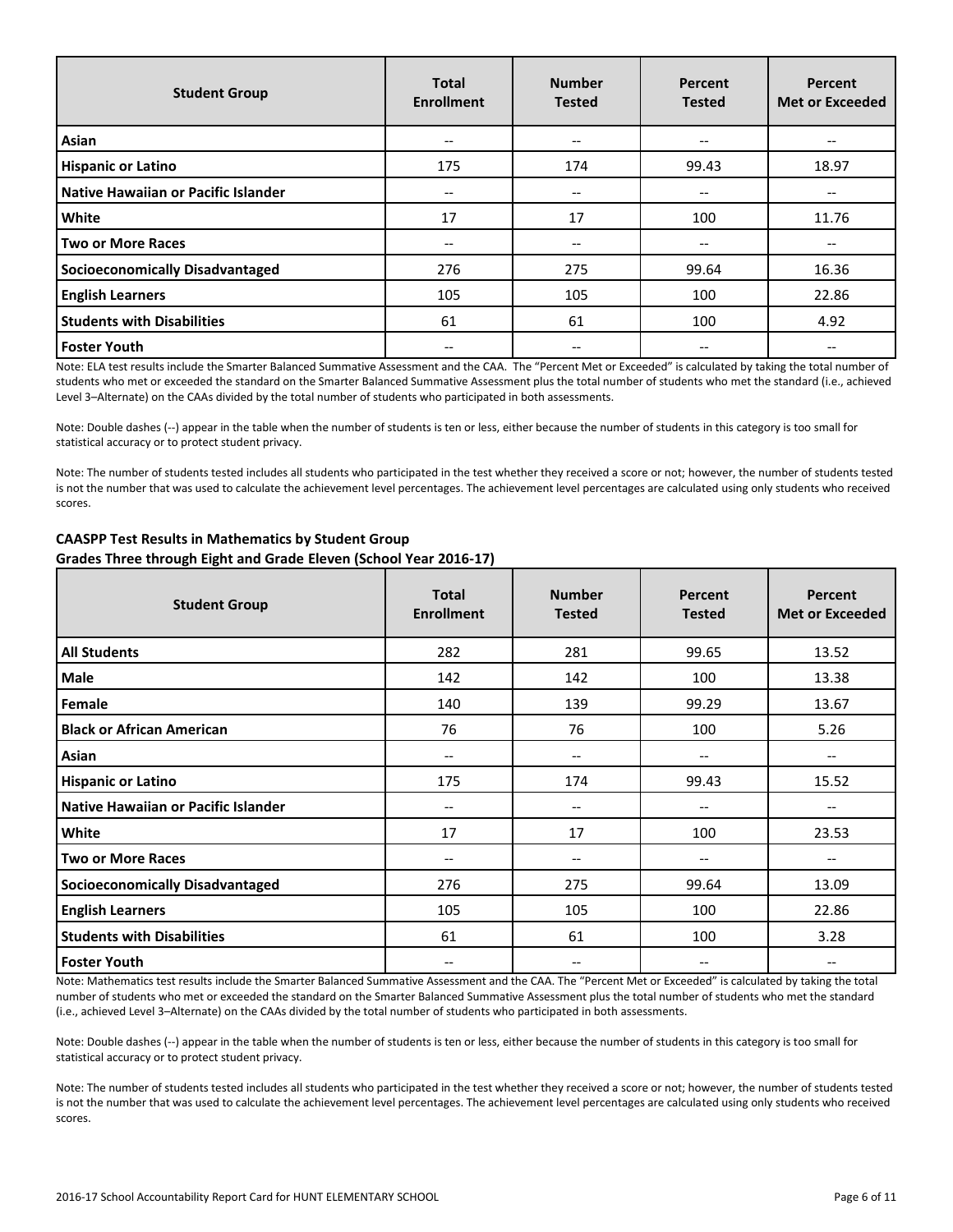| Student Group | Total Enrollment | Number Tested | Percent Tested | Percent Met or Exceeded |
|---|---|---|---|---|
| Asian | -- | -- | -- | -- |
| Hispanic or Latino | 175 | 174 | 99.43 | 18.97 |
| Native Hawaiian or Pacific Islander | -- | -- | -- | -- |
| White | 17 | 17 | 100 | 11.76 |
| Two or More Races | -- | -- | -- | -- |
| Socioeconomically Disadvantaged | 276 | 275 | 99.64 | 16.36 |
| English Learners | 105 | 105 | 100 | 22.86 |
| Students with Disabilities | 61 | 61 | 100 | 4.92 |
| Foster Youth | -- | -- | -- | -- |

Note: ELA test results include the Smarter Balanced Summative Assessment and the CAA. The "Percent Met or Exceeded" is calculated by taking the total number of students who met or exceeded the standard on the Smarter Balanced Summative Assessment plus the total number of students who met the standard (i.e., achieved Level 3–Alternate) on the CAAs divided by the total number of students who participated in both assessments.

Note: Double dashes (--) appear in the table when the number of students is ten or less, either because the number of students in this category is too small for statistical accuracy or to protect student privacy.

Note: The number of students tested includes all students who participated in the test whether they received a score or not; however, the number of students tested is not the number that was used to calculate the achievement level percentages. The achievement level percentages are calculated using only students who received scores.

**CAASPP Test Results in Mathematics by Student Group**
**Grades Three through Eight and Grade Eleven (School Year 2016-17)**

| Student Group | Total Enrollment | Number Tested | Percent Tested | Percent Met or Exceeded |
|---|---|---|---|---|
| All Students | 282 | 281 | 99.65 | 13.52 |
| Male | 142 | 142 | 100 | 13.38 |
| Female | 140 | 139 | 99.29 | 13.67 |
| Black or African American | 76 | 76 | 100 | 5.26 |
| Asian | -- | -- | -- | -- |
| Hispanic or Latino | 175 | 174 | 99.43 | 15.52 |
| Native Hawaiian or Pacific Islander | -- | -- | -- | -- |
| White | 17 | 17 | 100 | 23.53 |
| Two or More Races | -- | -- | -- | -- |
| Socioeconomically Disadvantaged | 276 | 275 | 99.64 | 13.09 |
| English Learners | 105 | 105 | 100 | 22.86 |
| Students with Disabilities | 61 | 61 | 100 | 3.28 |
| Foster Youth | -- | -- | -- | -- |

Note: Mathematics test results include the Smarter Balanced Summative Assessment and the CAA. The "Percent Met or Exceeded" is calculated by taking the total number of students who met or exceeded the standard on the Smarter Balanced Summative Assessment plus the total number of students who met the standard (i.e., achieved Level 3–Alternate) on the CAAs divided by the total number of students who participated in both assessments.

Note: Double dashes (--) appear in the table when the number of students is ten or less, either because the number of students in this category is too small for statistical accuracy or to protect student privacy.

Note: The number of students tested includes all students who participated in the test whether they received a score or not; however, the number of students tested is not the number that was used to calculate the achievement level percentages. The achievement level percentages are calculated using only students who received scores.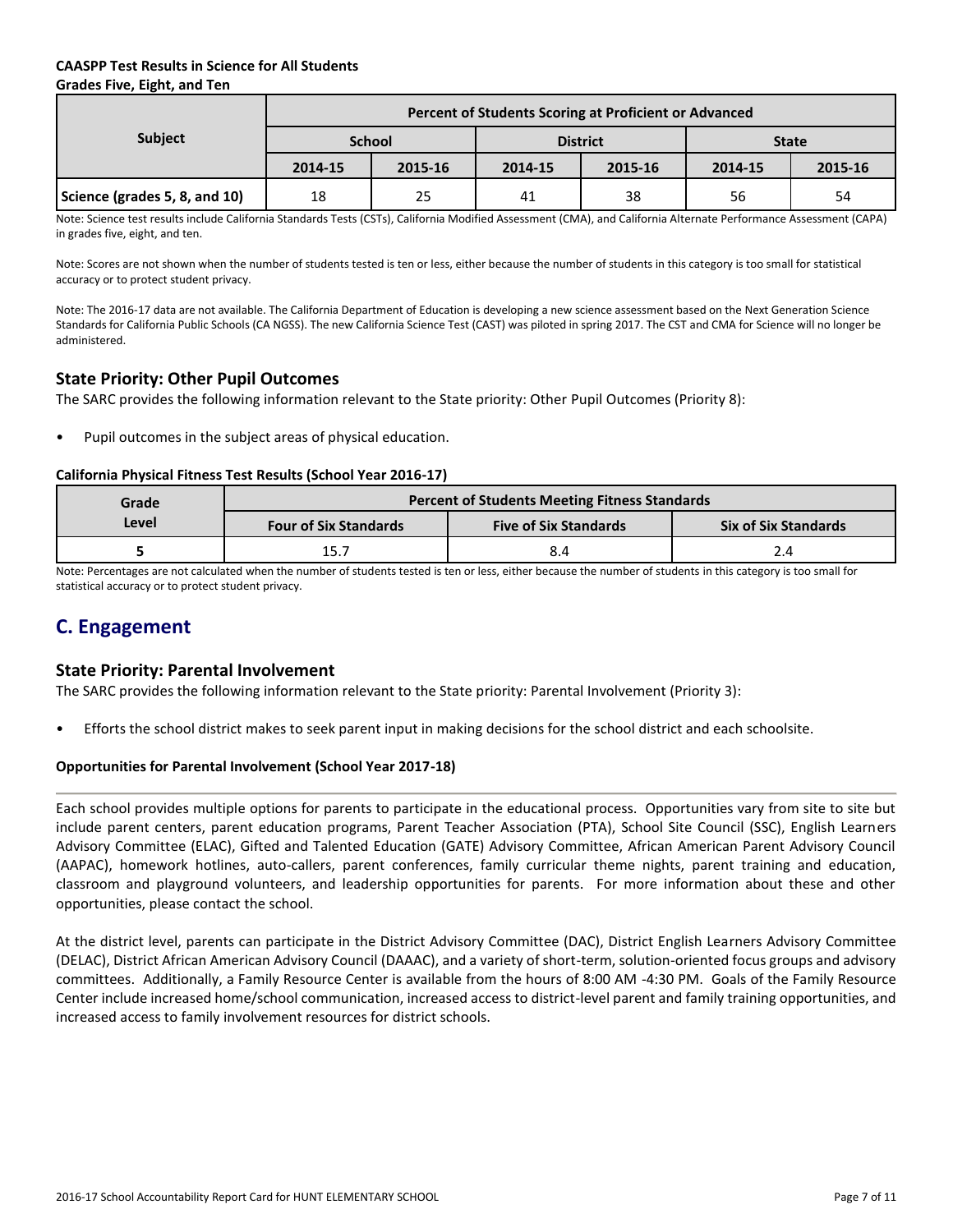**CAASPP Test Results in Science for All Students**
**Grades Five, Eight, and Ten**

| Subject | Percent of Students Scoring at Proficient or Advanced | | | | | |
|---|---|---|---|---|---|---|
| | School | | District | | State | |
| | 2014-15 | 2015-16 | 2014-15 | 2015-16 | 2014-15 | 2015-16 |
| Science (grades 5, 8, and 10) | 18 | 25 | 41 | 38 | 56 | 54 |

Note: Science test results include California Standards Tests (CSTs), California Modified Assessment (CMA), and California Alternate Performance Assessment (CAPA) in grades five, eight, and ten.

Note: Scores are not shown when the number of students tested is ten or less, either because the number of students in this category is too small for statistical accuracy or to protect student privacy.

Note: The 2016-17 data are not available. The California Department of Education is developing a new science assessment based on the Next Generation Science Standards for California Public Schools (CA NGSS). The new California Science Test (CAST) was piloted in spring 2017. The CST and CMA for Science will no longer be administered.

### State Priority: Other Pupil Outcomes

The SARC provides the following information relevant to the State priority: Other Pupil Outcomes (Priority 8):

- Pupil outcomes in the subject areas of physical education.

**California Physical Fitness Test Results (School Year 2016-17)**

| Grade Level | Percent of Students Meeting Fitness Standards | | |
|---|---|---|---|
| | Four of Six Standards | Five of Six Standards | Six of Six Standards |
| 5 | 15.7 | 8.4 | 2.4 |

Note: Percentages are not calculated when the number of students tested is ten or less, either because the number of students in this category is too small for statistical accuracy or to protect student privacy.

## C. Engagement

### State Priority: Parental Involvement

The SARC provides the following information relevant to the State priority: Parental Involvement (Priority 3):

- Efforts the school district makes to seek parent input in making decisions for the school district and each schoolsite.

**Opportunities for Parental Involvement (School Year 2017-18)**

Each school provides multiple options for parents to participate in the educational process. Opportunities vary from site to site but include parent centers, parent education programs, Parent Teacher Association (PTA), School Site Council (SSC), English Learners Advisory Committee (ELAC), Gifted and Talented Education (GATE) Advisory Committee, African American Parent Advisory Council (AAPAC), homework hotlines, auto-callers, parent conferences, family curricular theme nights, parent training and education, classroom and playground volunteers, and leadership opportunities for parents. For more information about these and other opportunities, please contact the school.

At the district level, parents can participate in the District Advisory Committee (DAC), District English Learners Advisory Committee (DELAC), District African American Advisory Council (DAAAC), and a variety of short-term, solution-oriented focus groups and advisory committees. Additionally, a Family Resource Center is available from the hours of 8:00 AM -4:30 PM. Goals of the Family Resource Center include increased home/school communication, increased access to district-level parent and family training opportunities, and increased access to family involvement resources for district schools.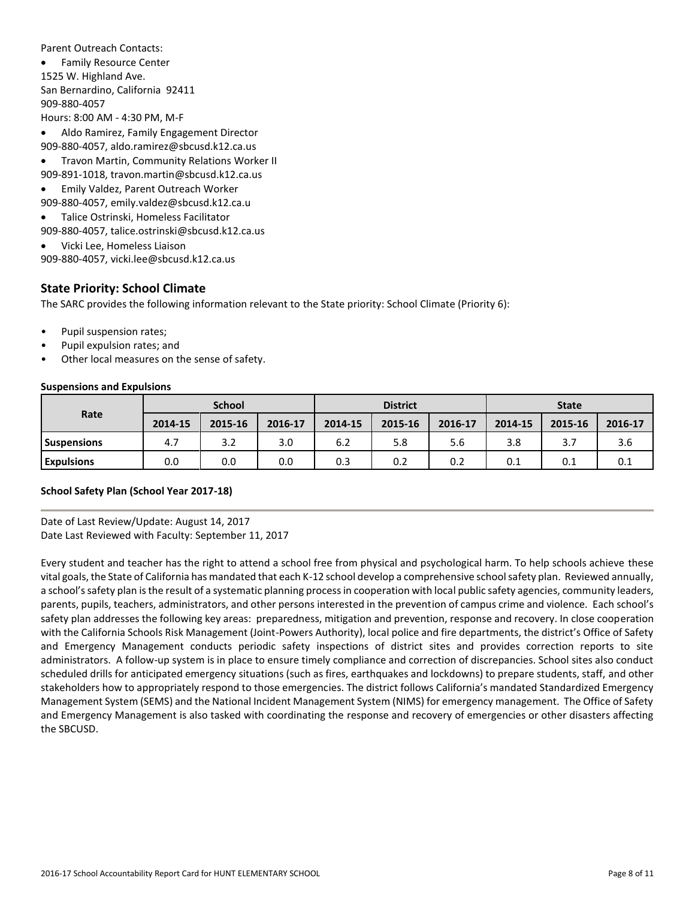Parent Outreach Contacts:

- Family Resource Center

1525 W. Highland Ave.
San Bernardino, California 92411
909-880-4057
Hours: 8:00 AM - 4:30 PM, M-F

- Aldo Ramirez, Family Engagement Director

909-880-4057, aldo.ramirez@sbcusd.k12.ca.us

- Travon Martin, Community Relations Worker II

909-891-1018, travon.martin@sbcusd.k12.ca.us

- Emily Valdez, Parent Outreach Worker

909-880-4057, emily.valdez@sbcusd.k12.ca.u

- Talice Ostrinski, Homeless Facilitator

909-880-4057, talice.ostrinski@sbcusd.k12.ca.us

- Vicki Lee, Homeless Liaison

909-880-4057, vicki.lee@sbcusd.k12.ca.us

## State Priority: School Climate

The SARC provides the following information relevant to the State priority: School Climate (Priority 6):

- Pupil suspension rates;
- Pupil expulsion rates; and
- Other local measures on the sense of safety.

**Suspensions and Expulsions**

| Rate | School | | | District | | | State | | |
|---|---|---|---|---|---|---|---|---|---|
| | 2014-15 | 2015-16 | 2016-17 | 2014-15 | 2015-16 | 2016-17 | 2014-15 | 2015-16 | 2016-17 |
| **Suspensions** | 4.7 | 3.2 | 3.0 | 6.2 | 5.8 | 5.6 | 3.8 | 3.7 | 3.6 |
| **Expulsions** | 0.0 | 0.0 | 0.0 | 0.3 | 0.2 | 0.2 | 0.1 | 0.1 | 0.1 |

**School Safety Plan (School Year 2017-18)**

Date of Last Review/Update: August 14, 2017
Date Last Reviewed with Faculty: September 11, 2017

Every student and teacher has the right to attend a school free from physical and psychological harm. To help schools achieve these vital goals, the State of California has mandated that each K-12 school develop a comprehensive school safety plan. Reviewed annually, a school's safety plan is the result of a systematic planning process in cooperation with local public safety agencies, community leaders, parents, pupils, teachers, administrators, and other persons interested in the prevention of campus crime and violence. Each school's safety plan addresses the following key areas: preparedness, mitigation and prevention, response and recovery. In close cooperation with the California Schools Risk Management (Joint-Powers Authority), local police and fire departments, the district's Office of Safety and Emergency Management conducts periodic safety inspections of district sites and provides correction reports to site administrators. A follow-up system is in place to ensure timely compliance and correction of discrepancies. School sites also conduct scheduled drills for anticipated emergency situations (such as fires, earthquakes and lockdowns) to prepare students, staff, and other stakeholders how to appropriately respond to those emergencies. The district follows California's mandated Standardized Emergency Management System (SEMS) and the National Incident Management System (NIMS) for emergency management. The Office of Safety and Emergency Management is also tasked with coordinating the response and recovery of emergencies or other disasters affecting the SBCUSD.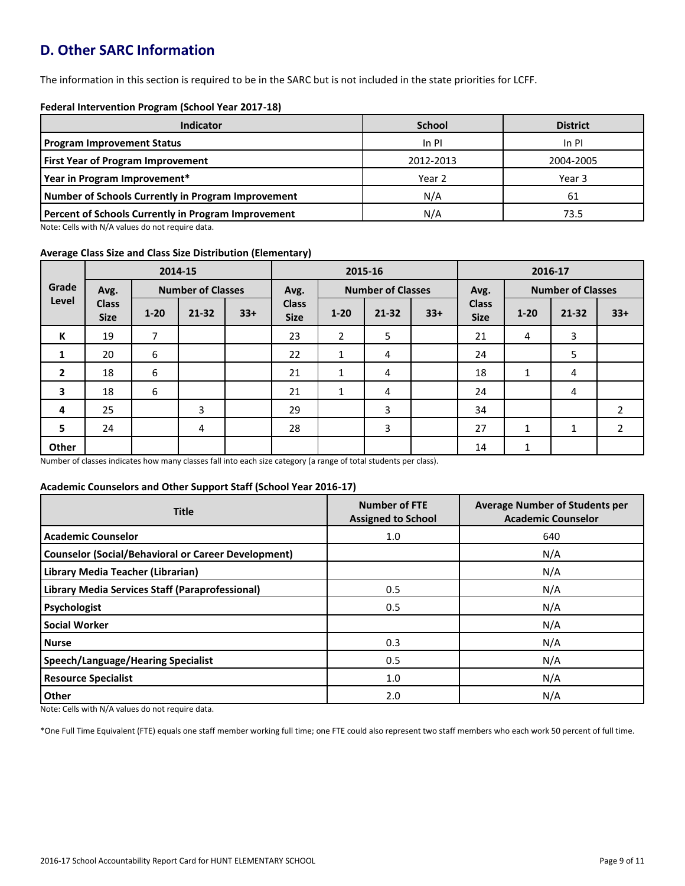## D. Other SARC Information

The information in this section is required to be in the SARC but is not included in the state priorities for LCFF.

**Federal Intervention Program (School Year 2017-18)**

| Indicator | School | District |
|---|---|---|
| **Program Improvement Status** | In PI | In PI |
| **First Year of Program Improvement** | 2012-2013 | 2004-2005 |
| **Year in Program Improvement*** | Year 2 | Year 3 |
| **Number of Schools Currently in Program Improvement** | N/A | 61 |
| **Percent of Schools Currently in Program Improvement** | N/A | 73.5 |

Note: Cells with N/A values do not require data.

**Average Class Size and Class Size Distribution (Elementary)**

| Grade Level | 2014-15 | | | | 2015-16 | | | | 2016-17 | | | |
|---|---|---|---|---|---|---|---|---|---|---|---|---|
| | Avg. Class Size | Number of Classes | | | Avg. Class Size | Number of Classes | | | Avg. Class Size | Number of Classes | | |
| | | 1-20 | 21-32 | 33+ | | 1-20 | 21-32 | 33+ | | 1-20 | 21-32 | 33+ |
| **K** | 19 | 7 | | | 23 | 2 | 5 | | 21 | 4 | 3 | |
| **1** | 20 | 6 | | | 22 | 1 | 4 | | 24 | | 5 | |
| **2** | 18 | 6 | | | 21 | 1 | 4 | | 18 | 1 | 4 | |
| **3** | 18 | 6 | | | 21 | 1 | 4 | | 24 | | 4 | |
| **4** | 25 | | 3 | | 29 | | 3 | | 34 | | | 2 |
| **5** | 24 | | 4 | | 28 | | 3 | | 27 | 1 | 1 | 2 |
| **Other** | | | | | | | | | 14 | 1 | | |

Number of classes indicates how many classes fall into each size category (a range of total students per class).

**Academic Counselors and Other Support Staff (School Year 2016-17)**

| Title | Number of FTE Assigned to School | Average Number of Students per Academic Counselor |
|---|---|---|
| **Academic Counselor** | 1.0 | 640 |
| **Counselor (Social/Behavioral or Career Development)** | | N/A |
| **Library Media Teacher (Librarian)** | | N/A |
| **Library Media Services Staff (Paraprofessional)** | 0.5 | N/A |
| **Psychologist** | 0.5 | N/A |
| **Social Worker** | | N/A |
| **Nurse** | 0.3 | N/A |
| **Speech/Language/Hearing Specialist** | 0.5 | N/A |
| **Resource Specialist** | 1.0 | N/A |
| **Other** | 2.0 | N/A |

Note: Cells with N/A values do not require data.

*One Full Time Equivalent (FTE) equals one staff member working full time; one FTE could also represent two staff members who each work 50 percent of full time.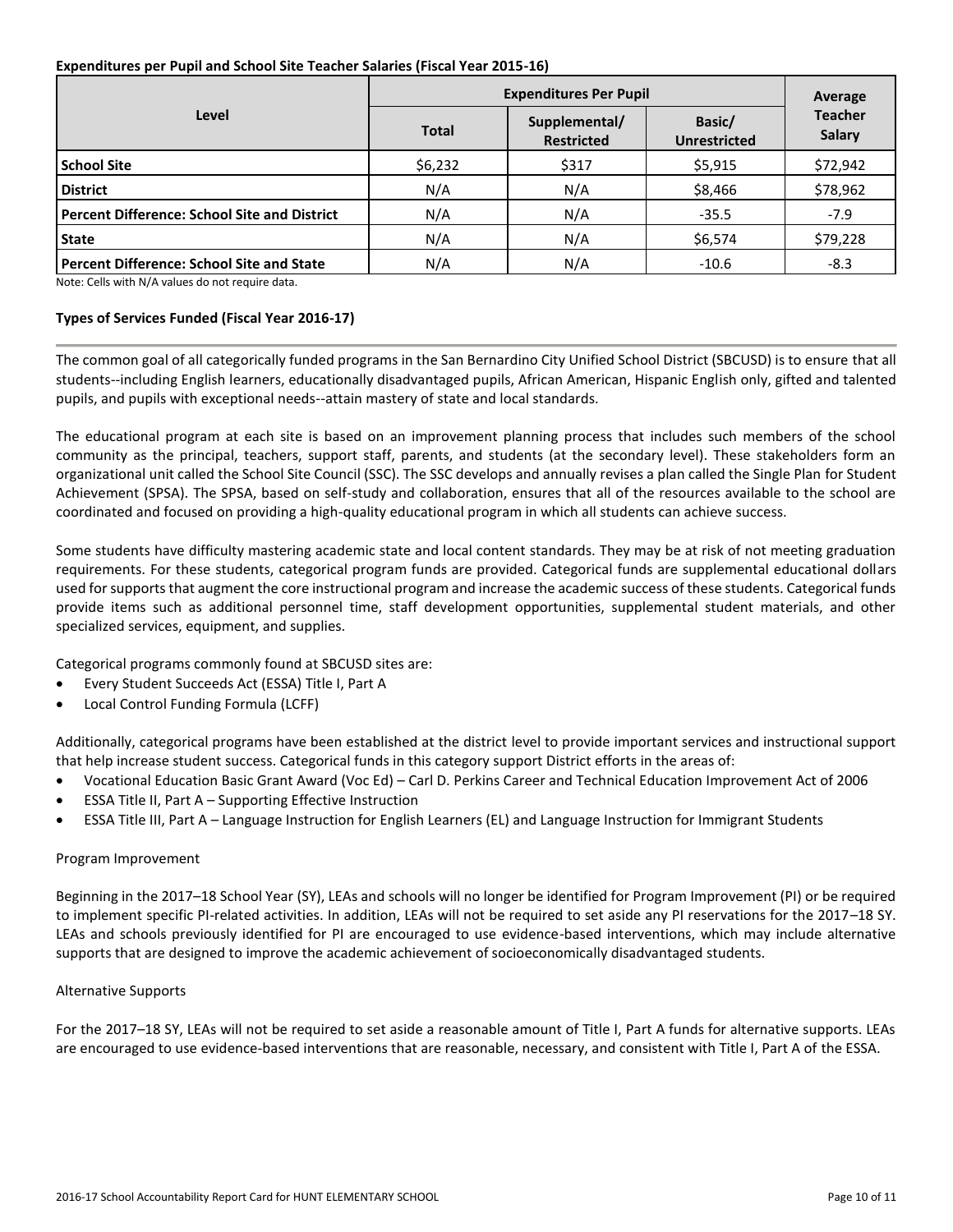**Expenditures per Pupil and School Site Teacher Salaries (Fiscal Year 2015-16)**

| Level | Expenditures Per Pupil | | | Average Teacher Salary |
|---|---|---|---|---|
| | Total | Supplemental/ Restricted | Basic/ Unrestricted | |
| **School Site** | $6,232 | $317 | $5,915 | $72,942 |
| **District** | N/A | N/A | $8,466 | $78,962 |
| **Percent Difference: School Site and District** | N/A | N/A | -35.5 | -7.9 |
| **State** | N/A | N/A | $6,574 | $79,228 |
| **Percent Difference: School Site and State** | N/A | N/A | -10.6 | -8.3 |

Note: Cells with N/A values do not require data.

**Types of Services Funded (Fiscal Year 2016-17)**

The common goal of all categorically funded programs in the San Bernardino City Unified School District (SBCUSD) is to ensure that all students--including English learners, educationally disadvantaged pupils, African American, Hispanic English only, gifted and talented pupils, and pupils with exceptional needs--attain mastery of state and local standards.

The educational program at each site is based on an improvement planning process that includes such members of the school community as the principal, teachers, support staff, parents, and students (at the secondary level). These stakeholders form an organizational unit called the School Site Council (SSC). The SSC develops and annually revises a plan called the Single Plan for Student Achievement (SPSA). The SPSA, based on self-study and collaboration, ensures that all of the resources available to the school are coordinated and focused on providing a high-quality educational program in which all students can achieve success.

Some students have difficulty mastering academic state and local content standards. They may be at risk of not meeting graduation requirements. For these students, categorical program funds are provided. Categorical funds are supplemental educational dollars used for supports that augment the core instructional program and increase the academic success of these students. Categorical funds provide items such as additional personnel time, staff development opportunities, supplemental student materials, and other specialized services, equipment, and supplies.

Categorical programs commonly found at SBCUSD sites are:

- Every Student Succeeds Act (ESSA) Title I, Part A
- Local Control Funding Formula (LCFF)

Additionally, categorical programs have been established at the district level to provide important services and instructional support that help increase student success. Categorical funds in this category support District efforts in the areas of:

- Vocational Education Basic Grant Award (Voc Ed) – Carl D. Perkins Career and Technical Education Improvement Act of 2006
- ESSA Title II, Part A – Supporting Effective Instruction
- ESSA Title III, Part A – Language Instruction for English Learners (EL) and Language Instruction for Immigrant Students

Program Improvement

Beginning in the 2017–18 School Year (SY), LEAs and schools will no longer be identified for Program Improvement (PI) or be required to implement specific PI-related activities. In addition, LEAs will not be required to set aside any PI reservations for the 2017–18 SY. LEAs and schools previously identified for PI are encouraged to use evidence-based interventions, which may include alternative supports that are designed to improve the academic achievement of socioeconomically disadvantaged students.

Alternative Supports

For the 2017–18 SY, LEAs will not be required to set aside a reasonable amount of Title I, Part A funds for alternative supports. LEAs are encouraged to use evidence-based interventions that are reasonable, necessary, and consistent with Title I, Part A of the ESSA.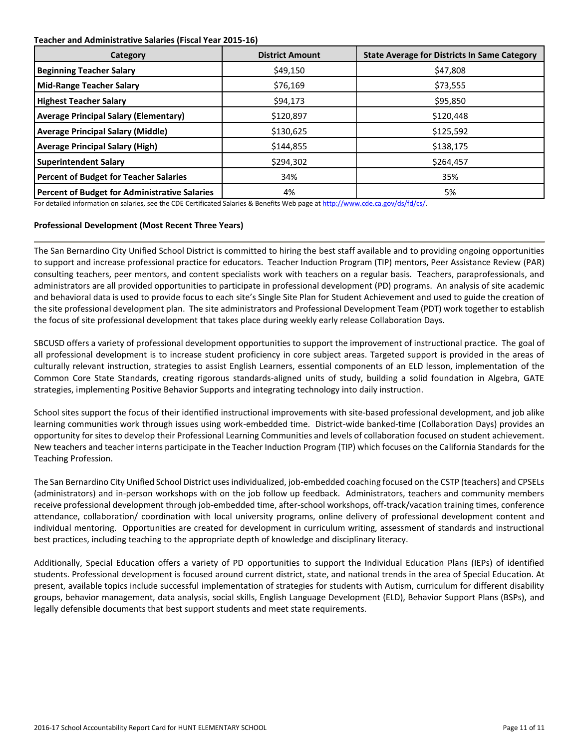**Teacher and Administrative Salaries (Fiscal Year 2015-16)**

| Category | District Amount | State Average for Districts In Same Category |
|---|---|---|
| Beginning Teacher Salary | $49,150 | $47,808 |
| Mid-Range Teacher Salary | $76,169 | $73,555 |
| Highest Teacher Salary | $94,173 | $95,850 |
| Average Principal Salary (Elementary) | $120,897 | $120,448 |
| Average Principal Salary (Middle) | $130,625 | $125,592 |
| Average Principal Salary (High) | $144,855 | $138,175 |
| Superintendent Salary | $294,302 | $264,457 |
| Percent of Budget for Teacher Salaries | 34% | 35% |
| Percent of Budget for Administrative Salaries | 4% | 5% |

For detailed information on salaries, see the CDE Certificated Salaries & Benefits Web page at http://www.cde.ca.gov/ds/fd/cs/.

**Professional Development (Most Recent Three Years)**

The San Bernardino City Unified School District is committed to hiring the best staff available and to providing ongoing opportunities to support and increase professional practice for educators. Teacher Induction Program (TIP) mentors, Peer Assistance Review (PAR) consulting teachers, peer mentors, and content specialists work with teachers on a regular basis. Teachers, paraprofessionals, and administrators are all provided opportunities to participate in professional development (PD) programs. An analysis of site academic and behavioral data is used to provide focus to each site's Single Site Plan for Student Achievement and used to guide the creation of the site professional development plan. The site administrators and Professional Development Team (PDT) work together to establish the focus of site professional development that takes place during weekly early release Collaboration Days.

SBCUSD offers a variety of professional development opportunities to support the improvement of instructional practice. The goal of all professional development is to increase student proficiency in core subject areas. Targeted support is provided in the areas of culturally relevant instruction, strategies to assist English Learners, essential components of an ELD lesson, implementation of the Common Core State Standards, creating rigorous standards-aligned units of study, building a solid foundation in Algebra, GATE strategies, implementing Positive Behavior Supports and integrating technology into daily instruction.

School sites support the focus of their identified instructional improvements with site-based professional development, and job alike learning communities work through issues using work-embedded time. District-wide banked-time (Collaboration Days) provides an opportunity for sites to develop their Professional Learning Communities and levels of collaboration focused on student achievement. New teachers and teacher interns participate in the Teacher Induction Program (TIP) which focuses on the California Standards for the Teaching Profession.

The San Bernardino City Unified School District uses individualized, job-embedded coaching focused on the CSTP (teachers) and CPSELs (administrators) and in-person workshops with on the job follow up feedback. Administrators, teachers and community members receive professional development through job-embedded time, after-school workshops, off-track/vacation training times, conference attendance, collaboration/ coordination with local university programs, online delivery of professional development content and individual mentoring. Opportunities are created for development in curriculum writing, assessment of standards and instructional best practices, including teaching to the appropriate depth of knowledge and disciplinary literacy.

Additionally, Special Education offers a variety of PD opportunities to support the Individual Education Plans (IEPs) of identified students. Professional development is focused around current district, state, and national trends in the area of Special Education. At present, available topics include successful implementation of strategies for students with Autism, curriculum for different disability groups, behavior management, data analysis, social skills, English Language Development (ELD), Behavior Support Plans (BSPs), and legally defensible documents that best support students and meet state requirements.